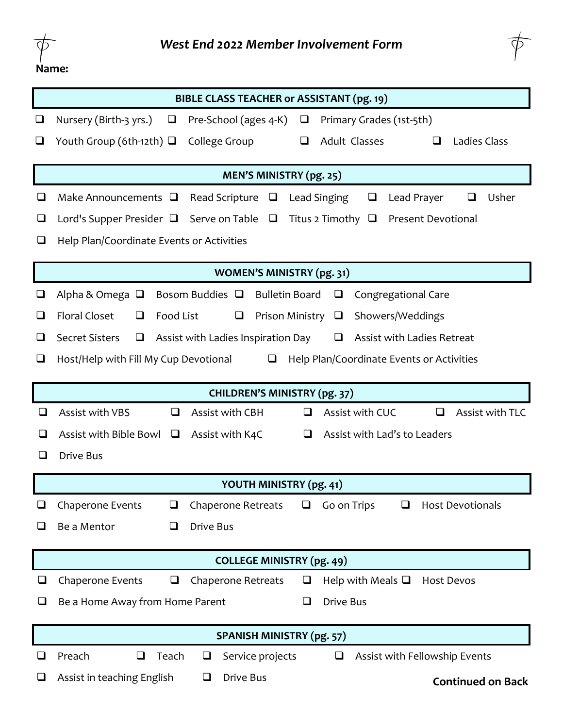# *West End 2022 Member Involvement Form*

**Name:**

## BIBLE CLASS TEACHER or ASSISTANT (pg. 19)

- ❑ Nursery (Birth-3 yrs.)
- ❑ Pre-School (ages 4-K)
- ❑ Primary Grades (1st-5th)
- ❑ Youth Group (6th-12th)
- ❑ College Group
- ❑ Adult Classes
- ❑ Ladies Class

## MEN'S MINISTRY (pg. 25)

- ❑ Make Announcements
- ❑ Read Scripture
- ❑ Lead Singing
- ❑ Lead Prayer
- ❑ Usher
- ❑ Lord's Supper Presider
- ❑ Serve on Table
- ❑ Titus 2 Timothy
- ❑ Present Devotional
- ❑ Help Plan/Coordinate Events or Activities

## WOMEN'S MINISTRY (pg. 31)

- ❑ Alpha & Omega
- ❑ Bosom Buddies
- ❑ Bulletin Board
- ❑ Congregational Care
- ❑ Floral Closet
- ❑ Food List
- ❑ Prison Ministry
- ❑ Showers/Weddings
- ❑ Secret Sisters
- ❑ Assist with Ladies Inspiration Day
- ❑ Assist with Ladies Retreat
- ❑ Host/Help with Fill My Cup Devotional
- ❑ Help Plan/Coordinate Events or Activities

## CHILDREN'S MINISTRY (pg. 37)

- ❑ Assist with VBS
- ❑ Assist with CBH
- ❑ Assist with CUC
- ❑ Assist with TLC
- ❑ Assist with Bible Bowl
- ❑ Assist with K4C
- ❑ Assist with Lad's to Leaders
- ❑ Drive Bus

## YOUTH MINISTRY (pg. 41)

- ❑ Chaperone Events
- ❑ Chaperone Retreats
- ❑ Go on Trips
- ❑ Host Devotionals
- ❑ Be a Mentor
- ❑ Drive Bus

## COLLEGE MINISTRY (pg. 49)

- ❑ Chaperone Events
- ❑ Chaperone Retreats
- ❑ Help with Meals
- ❑ Host Devos
- ❑ Be a Home Away from Home Parent
- ❑ Drive Bus

## SPANISH MINISTRY (pg. 57)

- ❑ Preach
- ❑ Teach
- ❑ Service projects
- ❑ Assist with Fellowship Events
- ❑ Assist in teaching English
- ❑ Drive Bus

**Continued on Back**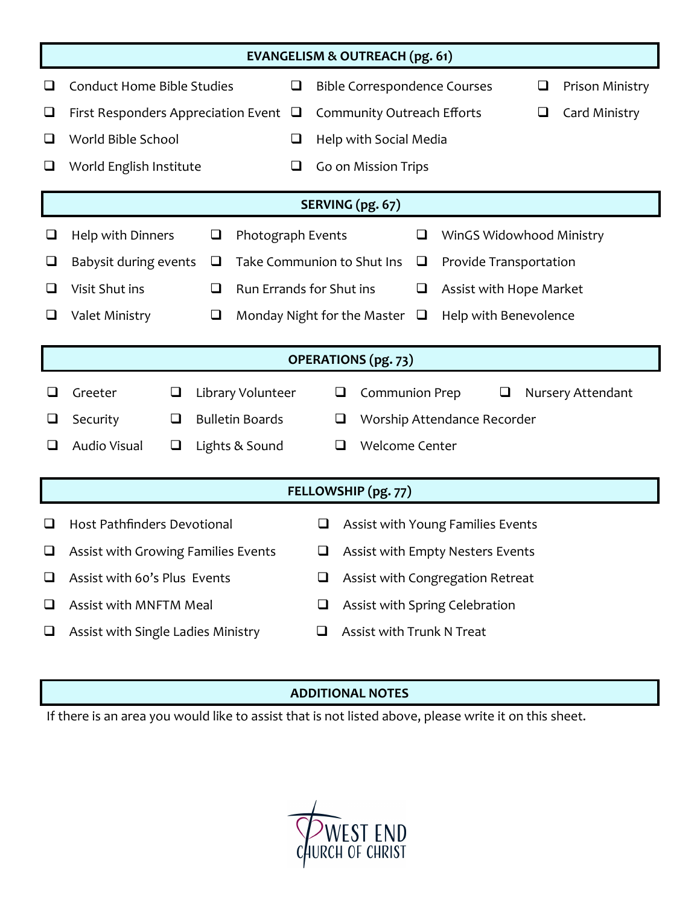## EVANGELISM & OUTREACH (pg. 61)

- ❑ Conduct Home Bible Studies
- ❑ First Responders Appreciation Event
- ❑ World Bible School
- ❑ World English Institute
- ❑ Bible Correspondence Courses
- ❑ Community Outreach Efforts
- ❑ Help with Social Media
- ❑ Go on Mission Trips
- ❑ Prison Ministry
- ❑ Card Ministry

## SERVING (pg. 67)

- ❑ Help with Dinners
- ❑ Babysit during events
- ❑ Visit Shut ins
- ❑ Valet Ministry
- ❑ Photograph Events
- ❑ Take Communion to Shut Ins
- ❑ Run Errands for Shut ins
- ❑ Monday Night for the Master
- ❑ WinGS Widowhood Ministry
- ❑ Provide Transportation
- ❑ Assist with Hope Market
- ❑ Help with Benevolence

## OPERATIONS (pg. 73)

- ❑ Greeter
- ❑ Security
- ❑ Audio Visual
- ❑ Library Volunteer
- ❑ Bulletin Boards
- ❑ Lights & Sound
- ❑ Communion Prep
- ❑ Worship Attendance Recorder
- ❑ Welcome Center
- ❑ Nursery Attendant

## FELLOWSHIP (pg. 77)

- ❑ Host Pathfinders Devotional
- ❑ Assist with Growing Families Events
- ❑ Assist with 60's Plus Events
- ❑ Assist with MNFTM Meal
- ❑ Assist with Single Ladies Ministry
- ❑ Assist with Young Families Events
- ❑ Assist with Empty Nesters Events
- ❑ Assist with Congregation Retreat
- ❑ Assist with Spring Celebration
- ❑ Assist with Trunk N Treat

## ADDITIONAL NOTES

If there is an area you would like to assist that is not listed above, please write it on this sheet.

WEST END CHURCH OF CHRIST